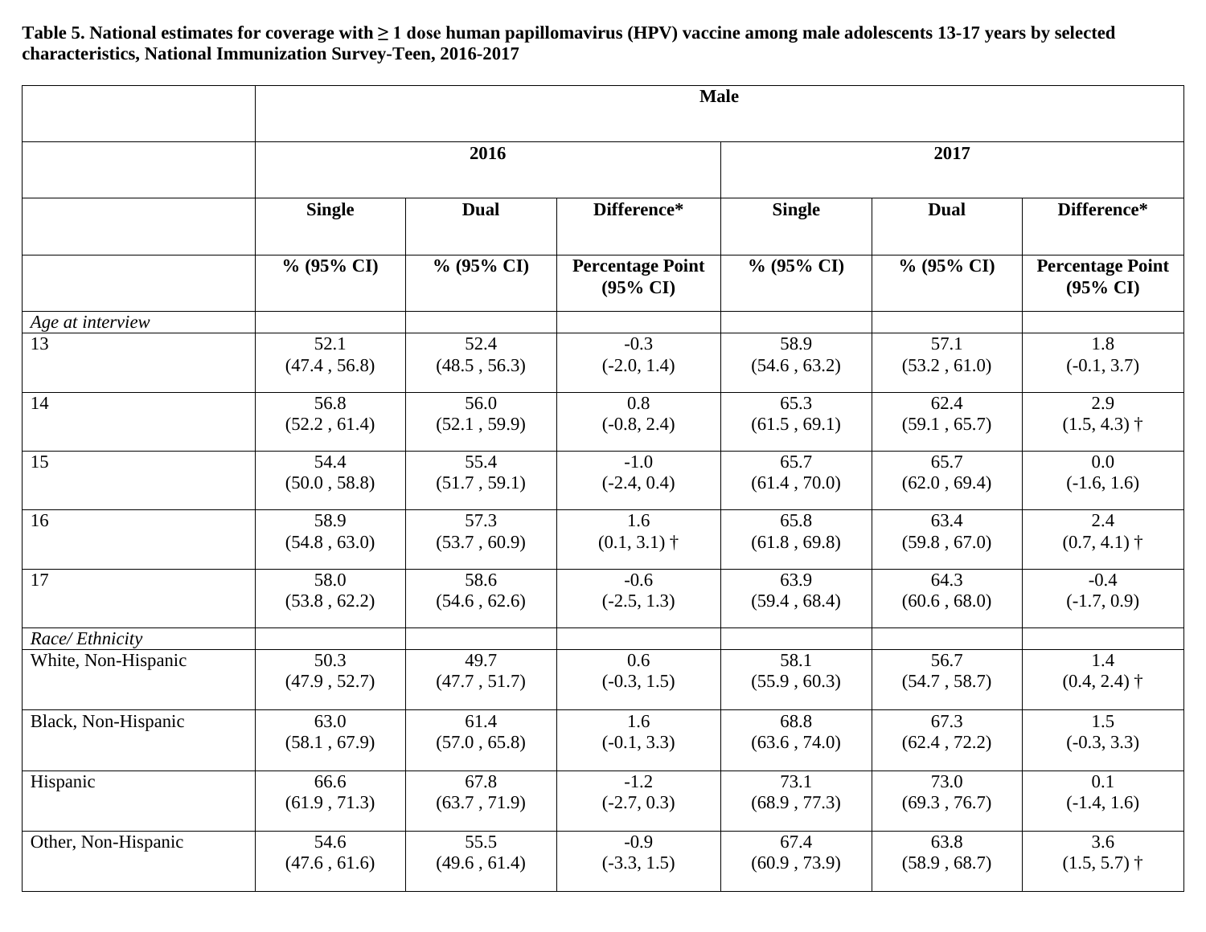**Table 5. National estimates for coverage with ≥ 1 dose human papillomavirus (HPV) vaccine among male adolescents 13-17 years by selected characteristics, National Immunization Survey-Teen, 2016-2017**

| | Male | | | | | |
|---|---|---|---|---|---|---|
| | 2016 | | | 2017 | | |
| | Single | Dual | Difference* | Single | Dual | Difference* |
| | % (95% CI) | % (95% CI) | Percentage Point (95% CI) | % (95% CI) | % (95% CI) | Percentage Point (95% CI) |
| *Age at interview* | | | | | | |
| 13 | 52.1 (47.4 , 56.8) | 52.4 (48.5 , 56.3) | -0.3 (-2.0, 1.4) | 58.9 (54.6 , 63.2) | 57.1 (53.2 , 61.0) | 1.8 (-0.1, 3.7) |
| 14 | 56.8 (52.2 , 61.4) | 56.0 (52.1 , 59.9) | 0.8 (-0.8, 2.4) | 65.3 (61.5 , 69.1) | 62.4 (59.1 , 65.7) | 2.9 (1.5, 4.3) † |
| 15 | 54.4 (50.0 , 58.8) | 55.4 (51.7 , 59.1) | -1.0 (-2.4, 0.4) | 65.7 (61.4 , 70.0) | 65.7 (62.0 , 69.4) | 0.0 (-1.6, 1.6) |
| 16 | 58.9 (54.8 , 63.0) | 57.3 (53.7 , 60.9) | 1.6 (0.1, 3.1) † | 65.8 (61.8 , 69.8) | 63.4 (59.8 , 67.0) | 2.4 (0.7, 4.1) † |
| 17 | 58.0 (53.8 , 62.2) | 58.6 (54.6 , 62.6) | -0.6 (-2.5, 1.3) | 63.9 (59.4 , 68.4) | 64.3 (60.6 , 68.0) | -0.4 (-1.7, 0.9) |
| *Race/ Ethnicity* | | | | | | |
| White, Non-Hispanic | 50.3 (47.9 , 52.7) | 49.7 (47.7 , 51.7) | 0.6 (-0.3, 1.5) | 58.1 (55.9 , 60.3) | 56.7 (54.7 , 58.7) | 1.4 (0.4, 2.4) † |
| Black, Non-Hispanic | 63.0 (58.1 , 67.9) | 61.4 (57.0 , 65.8) | 1.6 (-0.1, 3.3) | 68.8 (63.6 , 74.0) | 67.3 (62.4 , 72.2) | 1.5 (-0.3, 3.3) |
| Hispanic | 66.6 (61.9 , 71.3) | 67.8 (63.7 , 71.9) | -1.2 (-2.7, 0.3) | 73.1 (68.9 , 77.3) | 73.0 (69.3 , 76.7) | 0.1 (-1.4, 1.6) |
| Other, Non-Hispanic | 54.6 (47.6 , 61.6) | 55.5 (49.6 , 61.4) | -0.9 (-3.3, 1.5) | 67.4 (60.9 , 73.9) | 63.8 (58.9 , 68.7) | 3.6 (1.5, 5.7) † |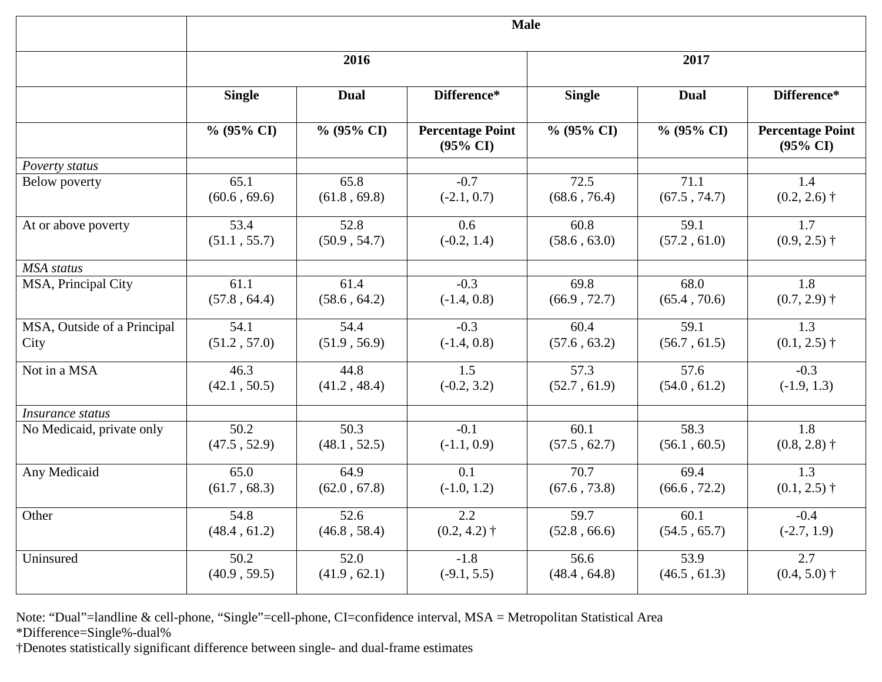| | Male | | | | | |
|---|---|---|---|---|---|---|
| | 2016 | | | 2017 | | |
| | Single | Dual | Difference* | Single | Dual | Difference* |
| | % (95% CI) | % (95% CI) | Percentage Point (95% CI) | % (95% CI) | % (95% CI) | Percentage Point (95% CI) |
| *Poverty status* | | | | | | |
| Below poverty | 65.1 (60.6 , 69.6) | 65.8 (61.8 , 69.8) | -0.7 (-2.1, 0.7) | 72.5 (68.6 , 76.4) | 71.1 (67.5 , 74.7) | 1.4 (0.2, 2.6) † |
| At or above poverty | 53.4 (51.1 , 55.7) | 52.8 (50.9 , 54.7) | 0.6 (-0.2, 1.4) | 60.8 (58.6 , 63.0) | 59.1 (57.2 , 61.0) | 1.7 (0.9, 2.5) † |
| *MSA status* | | | | | | |
| MSA, Principal City | 61.1 (57.8 , 64.4) | 61.4 (58.6 , 64.2) | -0.3 (-1.4, 0.8) | 69.8 (66.9 , 72.7) | 68.0 (65.4 , 70.6) | 1.8 (0.7, 2.9) † |
| MSA, Outside of a Principal City | 54.1 (51.2 , 57.0) | 54.4 (51.9 , 56.9) | -0.3 (-1.4, 0.8) | 60.4 (57.6 , 63.2) | 59.1 (56.7 , 61.5) | 1.3 (0.1, 2.5) † |
| Not in a MSA | 46.3 (42.1 , 50.5) | 44.8 (41.2 , 48.4) | 1.5 (-0.2, 3.2) | 57.3 (52.7 , 61.9) | 57.6 (54.0 , 61.2) | -0.3 (-1.9, 1.3) |
| *Insurance status* | | | | | | |
| No Medicaid, private only | 50.2 (47.5 , 52.9) | 50.3 (48.1 , 52.5) | -0.1 (-1.1, 0.9) | 60.1 (57.5 , 62.7) | 58.3 (56.1 , 60.5) | 1.8 (0.8, 2.8) † |
| Any Medicaid | 65.0 (61.7 , 68.3) | 64.9 (62.0 , 67.8) | 0.1 (-1.0, 1.2) | 70.7 (67.6 , 73.8) | 69.4 (66.6 , 72.2) | 1.3 (0.1, 2.5) † |
| Other | 54.8 (48.4 , 61.2) | 52.6 (46.8 , 58.4) | 2.2 (0.2, 4.2) † | 59.7 (52.8 , 66.6) | 60.1 (54.5 , 65.7) | -0.4 (-2.7, 1.9) |
| Uninsured | 50.2 (40.9 , 59.5) | 52.0 (41.9 , 62.1) | -1.8 (-9.1, 5.5) | 56.6 (48.4 , 64.8) | 53.9 (46.5 , 61.3) | 2.7 (0.4, 5.0) † |

Note: "Dual"=landline & cell-phone, "Single"=cell-phone, CI=confidence interval, MSA = Metropolitan Statistical Area
*Difference=Single%-dual%
†Denotes statistically significant difference between single- and dual-frame estimates